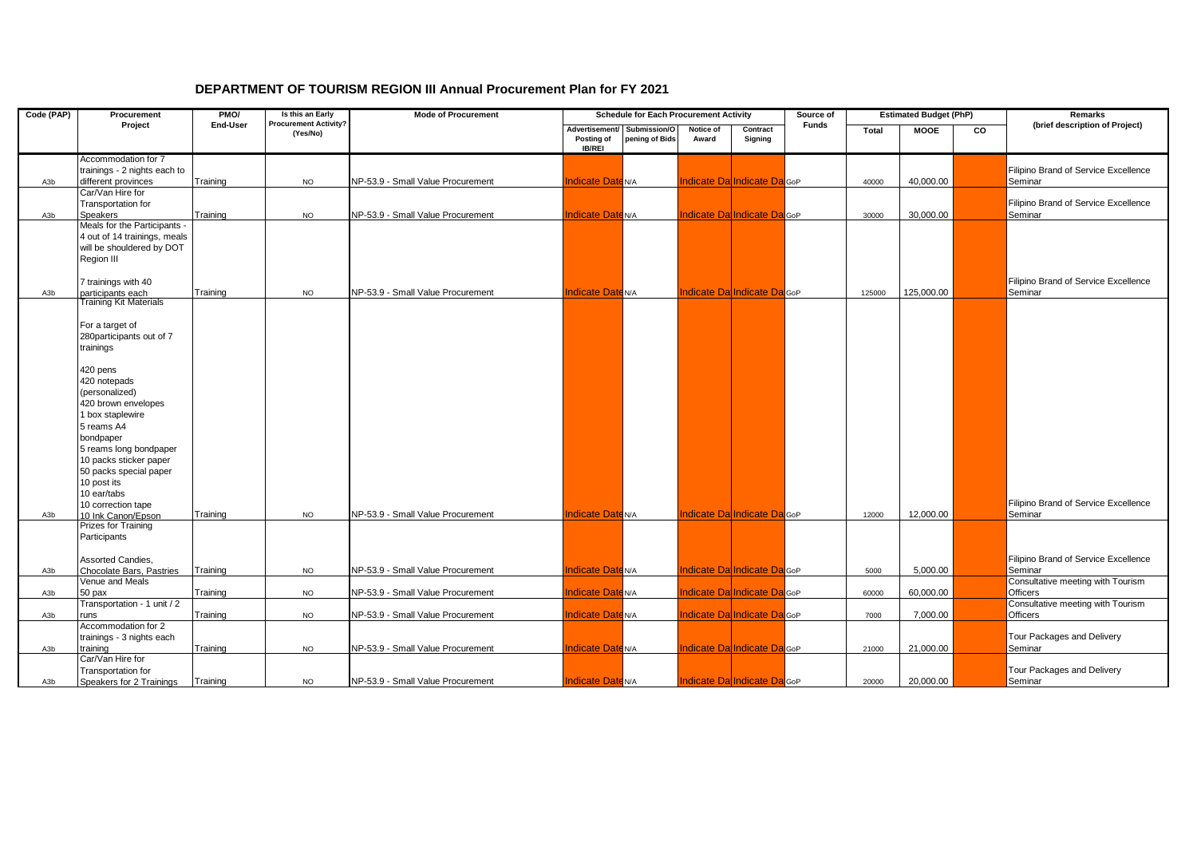# DEPARTMENT OF TOURISM REGION III Annual Procurement Plan for FY 2021

| Code (PAP) | Procurement Project | PMO/ End-User | Is this an Early Procurement Activity? (Yes/No) | Mode of Procurement | Schedule for Each Procurement Activity | | | | Source of Funds | Estimated Budget (PhP) | | | Remarks (brief description of Project) |
|---|---|---|---|---|---|---|---|---|---|---|---|---|---|
| | | | | | Advertisement/ Posting of IB/REI | Submission/Opening of Bids | Notice of Award | Contract Signing | | Total | MOOE | CO | |
| A3b | Accommodation for 7 trainings - 2 nights each to different provinces | Training | NO | NP-53.9 - Small Value Procurement | Indicate Date | N/A | Indicate Da | Indicate Da | GoP | 40000 | 40,000.00 | | Filipino Brand of Service Excellence Seminar |
| A3b | Car/Van Hire for Transportation for Speakers | Training | NO | NP-53.9 - Small Value Procurement | Indicate Date | N/A | Indicate Da | Indicate Da | GoP | 30000 | 30,000.00 | | Filipino Brand of Service Excellence Seminar |
| A3b | Meals for the Participants - 4 out of 14 trainings, meals will be shouldered by DOT Region III<br><br>7 trainings with 40 participants each | Training | NO | NP-53.9 - Small Value Procurement | Indicate Date | N/A | Indicate Da | Indicate Da | GoP | 125000 | 125,000.00 | | Filipino Brand of Service Excellence Seminar |
| A3b | Training Kit Materials<br><br>For a target of 280participants out of 7 trainings<br><br>420 pens<br>420 notepads (personalized)<br>420 brown envelopes<br>1 box staplewire<br>5 reams A4 bondpaper<br>5 reams long bondpaper<br>10 packs sticker paper<br>50 packs special paper<br>10 post its<br>10 ear/tabs<br>10 correction tape<br>10 Ink Canon/Epson | Training | NO | NP-53.9 - Small Value Procurement | Indicate Date | N/A | Indicate Da | Indicate Da | GoP | 12000 | 12,000.00 | | Filipino Brand of Service Excellence Seminar |
| A3b | Prizes for Training Participants<br><br>Assorted Candies, Chocolate Bars, Pastries | Training | NO | NP-53.9 - Small Value Procurement | Indicate Date | N/A | Indicate Da | Indicate Da | GoP | 5000 | 5,000.00 | | Filipino Brand of Service Excellence Seminar |
| A3b | Venue and Meals 50 pax | Training | NO | NP-53.9 - Small Value Procurement | Indicate Date | N/A | Indicate Da | Indicate Da | GoP | 60000 | 60,000.00 | | Consultative meeting with Tourism Officers |
| A3b | Transportation - 1 unit / 2 runs | Training | NO | NP-53.9 - Small Value Procurement | Indicate Date | N/A | Indicate Da | Indicate Da | GoP | 7000 | 7,000.00 | | Consultative meeting with Tourism Officers |
| A3b | Accommodation for 2 trainings - 3 nights each training | Training | NO | NP-53.9 - Small Value Procurement | Indicate Date | N/A | Indicate Da | Indicate Da | GoP | 21000 | 21,000.00 | | Tour Packages and Delivery Seminar |
| A3b | Car/Van Hire for Transportation for Speakers for 2 Trainings | Training | NO | NP-53.9 - Small Value Procurement | Indicate Date | N/A | Indicate Da | Indicate Da | GoP | 20000 | 20,000.00 | | Tour Packages and Delivery Seminar |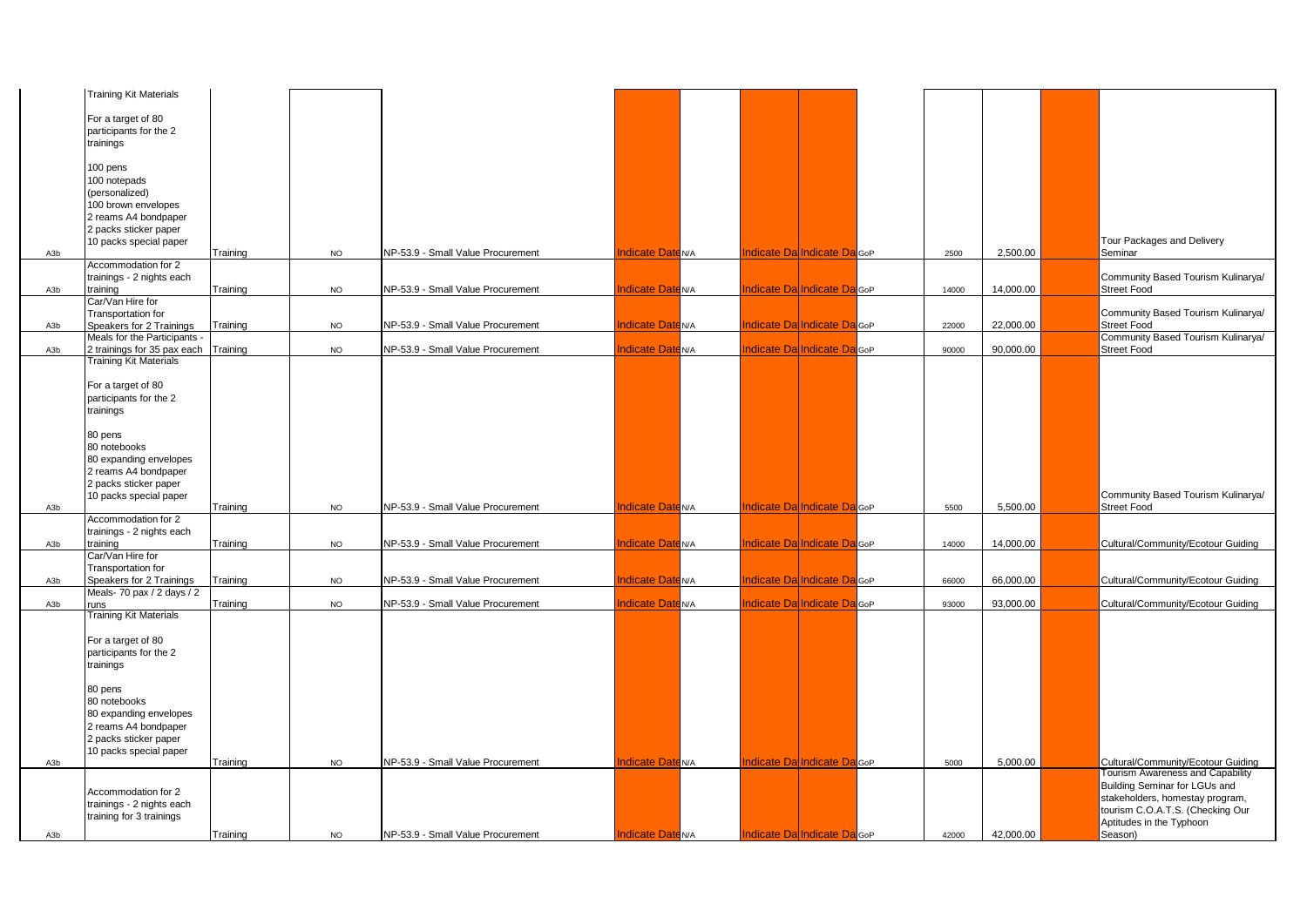| | | | | | | | | | | | | | | |
|---|---|---|---|---|---|---|---|---|---|---|---|---|---|---|
| A3b | Training Kit Materials<br><br>For a target of 80 participants for the 2 trainings<br><br>100 pens<br>100 notepads (personalized)<br>100 brown envelopes<br>2 reams A4 bondpaper<br>2 packs sticker paper<br>10 packs special paper | Training | NO | NP-53.9 - Small Value Procurement | Indicate Date | N/A | Indicate Da | Indicate Da | GoP | 2500 | 2,500.00 | | Tour Packages and Delivery Seminar |
| A3b | Accommodation for 2 trainings - 2 nights each training | Training | NO | NP-53.9 - Small Value Procurement | Indicate Date | N/A | Indicate Da | Indicate Da | GoP | 14000 | 14,000.00 | | Community Based Tourism Kulinarya/ Street Food |
| A3b | Car/Van Hire for Transportation for Speakers for 2 Trainings | Training | NO | NP-53.9 - Small Value Procurement | Indicate Date | N/A | Indicate Da | Indicate Da | GoP | 22000 | 22,000.00 | | Community Based Tourism Kulinarya/ Street Food |
| A3b | Meals for the Participants - 2 trainings for 35 pax each | Training | NO | NP-53.9 - Small Value Procurement | Indicate Date | N/A | Indicate Da | Indicate Da | GoP | 90000 | 90,000.00 | | Community Based Tourism Kulinarya/ Street Food |
| A3b | Training Kit Materials<br><br>For a target of 80 participants for the 2 trainings<br><br>80 pens<br>80 notebooks<br>80 expanding envelopes<br>2 reams A4 bondpaper<br>2 packs sticker paper<br>10 packs special paper | Training | NO | NP-53.9 - Small Value Procurement | Indicate Date | N/A | Indicate Da | Indicate Da | GoP | 5500 | 5,500.00 | | Community Based Tourism Kulinarya/ Street Food |
| A3b | Accommodation for 2 trainings - 2 nights each training | Training | NO | NP-53.9 - Small Value Procurement | Indicate Date | N/A | Indicate Da | Indicate Da | GoP | 14000 | 14,000.00 | | Cultural/Community/Ecotour Guiding |
| A3b | Car/Van Hire for Transportation for Speakers for 2 Trainings | Training | NO | NP-53.9 - Small Value Procurement | Indicate Date | N/A | Indicate Da | Indicate Da | GoP | 66000 | 66,000.00 | | Cultural/Community/Ecotour Guiding |
| A3b | Meals- 70 pax / 2 days / 2 runs | Training | NO | NP-53.9 - Small Value Procurement | Indicate Date | N/A | Indicate Da | Indicate Da | GoP | 93000 | 93,000.00 | | Cultural/Community/Ecotour Guiding |
| A3b | Training Kit Materials<br><br>For a target of 80 participants for the 2 trainings<br><br>80 pens<br>80 notebooks<br>80 expanding envelopes<br>2 reams A4 bondpaper<br>2 packs sticker paper<br>10 packs special paper | Training | NO | NP-53.9 - Small Value Procurement | Indicate Date | N/A | Indicate Da | Indicate Da | GoP | 5000 | 5,000.00 | | Cultural/Community/Ecotour Guiding |
| A3b | Accommodation for 2 trainings - 2 nights each training for 3 trainings | Training | NO | NP-53.9 - Small Value Procurement | Indicate Date | N/A | Indicate Da | Indicate Da | GoP | 42000 | 42,000.00 | | Tourism Awareness and Capability Building Seminar for LGUs and stakeholders, homestay program, tourism C.O.A.T.S. (Checking Our Aptitudes in the Typhoon Season) |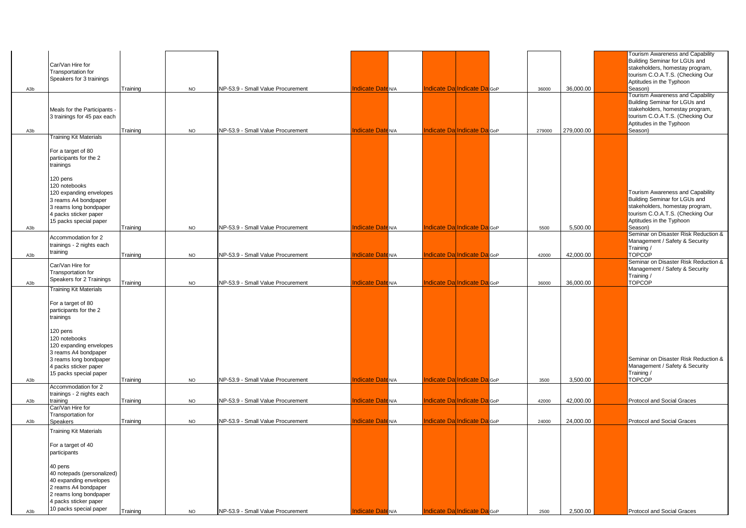| | | | | | | | | | | | | | | |
|---|---|---|---|---|---|---|---|---|---|---|---|---|---|---|
| A3b | Car/Van Hire for Transportation for Speakers for 3 trainings | Training | NO | NP-53.9 - Small Value Procurement | Indicate Date | N/A | Indicate Da | Indicate Da | GoP | 36000 | 36,000.00 | | Tourism Awareness and Capability Building Seminar for LGUs and stakeholders, homestay program, tourism C.O.A.T.S. (Checking Our Aptitudes in the Typhoon Season) |
| A3b | Meals for the Participants - 3 trainings for 45 pax each | Training | NO | NP-53.9 - Small Value Procurement | Indicate Date | N/A | Indicate Da | Indicate Da | GoP | 279000 | 279,000.00 | | Tourism Awareness and Capability Building Seminar for LGUs and stakeholders, homestay program, tourism C.O.A.T.S. (Checking Our Aptitudes in the Typhoon Season) |
| A3b | Training Kit Materials<br><br>For a target of 80 participants for the 2 trainings<br><br>120 pens<br>120 notebooks<br>120 expanding envelopes<br>3 reams A4 bondpaper<br>3 reams long bondpaper<br>4 packs sticker paper<br>15 packs special paper | Training | NO | NP-53.9 - Small Value Procurement | Indicate Date | N/A | Indicate Da | Indicate Da | GoP | 5500 | 5,500.00 | | Tourism Awareness and Capability Building Seminar for LGUs and stakeholders, homestay program, tourism C.O.A.T.S. (Checking Our Aptitudes in the Typhoon Season) |
| A3b | Accommodation for 2 trainings - 2 nights each training | Training | NO | NP-53.9 - Small Value Procurement | Indicate Date | N/A | Indicate Da | Indicate Da | GoP | 42000 | 42,000.00 | | Seminar on Disaster Risk Reduction & Management / Safety & Security Training / TOPCOP |
| A3b | Car/Van Hire for Transportation for Speakers for 2 Trainings | Training | NO | NP-53.9 - Small Value Procurement | Indicate Date | N/A | Indicate Da | Indicate Da | GoP | 36000 | 36,000.00 | | Seminar on Disaster Risk Reduction & Management / Safety & Security Training / TOPCOP |
| A3b | Training Kit Materials<br><br>For a target of 80 participants for the 2 trainings<br><br>120 pens<br>120 notebooks<br>120 expanding envelopes<br>3 reams A4 bondpaper<br>3 reams long bondpaper<br>4 packs sticker paper<br>15 packs special paper | Training | NO | NP-53.9 - Small Value Procurement | Indicate Date | N/A | Indicate Da | Indicate Da | GoP | 3500 | 3,500.00 | | Seminar on Disaster Risk Reduction & Management / Safety & Security Training / TOPCOP |
| A3b | Accommodation for 2 trainings - 2 nights each training | Training | NO | NP-53.9 - Small Value Procurement | Indicate Date | N/A | Indicate Da | Indicate Da | GoP | 42000 | 42,000.00 | | Protocol and Social Graces |
| A3b | Car/Van Hire for Transportation for Speakers | Training | NO | NP-53.9 - Small Value Procurement | Indicate Date | N/A | Indicate Da | Indicate Da | GoP | 24000 | 24,000.00 | | Protocol and Social Graces |
| A3b | Training Kit Materials<br><br>For a target of 40 participants<br><br>40 pens<br>40 notepads (personalized)<br>40 expanding envelopes<br>2 reams A4 bondpaper<br>2 reams long bondpaper<br>4 packs sticker paper<br>10 packs special paper | Training | NO | NP-53.9 - Small Value Procurement | Indicate Date | N/A | Indicate Da | Indicate Da | GoP | 2500 | 2,500.00 | | Protocol and Social Graces |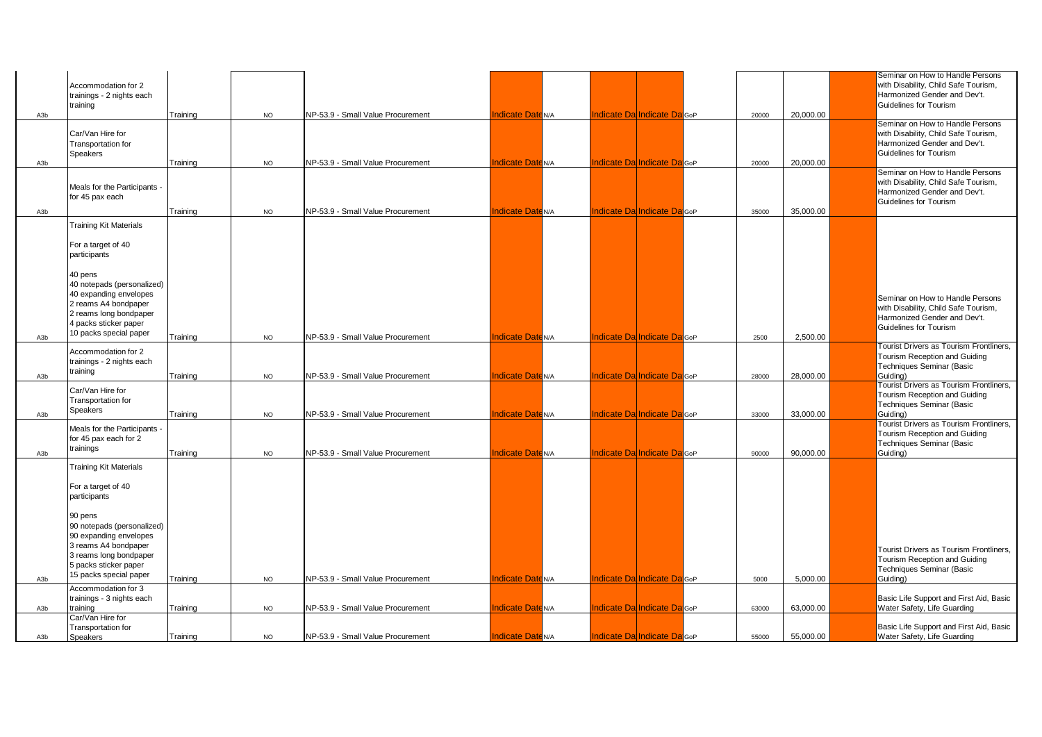| | | | | | | | | | | | | | | |
|---|---|---|---|---|---|---|---|---|---|---|---|---|---|---|
| A3b | Accommodation for 2 trainings - 2 nights each training | Training | NO | NP-53.9 - Small Value Procurement | Indicate Date | N/A | Indicate Da | Indicate Da | GoP | 20000 | 20,000.00 | | | Seminar on How to Handle Persons with Disability, Child Safe Tourism, Harmonized Gender and Dev't. Guidelines for Tourism |
| A3b | Car/Van Hire for Transportation for Speakers | Training | NO | NP-53.9 - Small Value Procurement | Indicate Date | N/A | Indicate Da | Indicate Da | GoP | 20000 | 20,000.00 | | | Seminar on How to Handle Persons with Disability, Child Safe Tourism, Harmonized Gender and Dev't. Guidelines for Tourism |
| A3b | Meals for the Participants - for 45 pax each | Training | NO | NP-53.9 - Small Value Procurement | Indicate Date | N/A | Indicate Da | Indicate Da | GoP | 35000 | 35,000.00 | | | Seminar on How to Handle Persons with Disability, Child Safe Tourism, Harmonized Gender and Dev't. Guidelines for Tourism |
| A3b | Training Kit Materials<br><br>For a target of 40 participants<br><br>40 pens<br>40 notepads (personalized)<br>40 expanding envelopes<br>2 reams A4 bondpaper<br>2 reams long bondpaper<br>4 packs sticker paper<br>10 packs special paper | Training | NO | NP-53.9 - Small Value Procurement | Indicate Date | N/A | Indicate Da | Indicate Da | GoP | 2500 | 2,500.00 | | | Seminar on How to Handle Persons with Disability, Child Safe Tourism, Harmonized Gender and Dev't. Guidelines for Tourism |
| A3b | Accommodation for 2 trainings - 2 nights each training | Training | NO | NP-53.9 - Small Value Procurement | Indicate Date | N/A | Indicate Da | Indicate Da | GoP | 28000 | 28,000.00 | | | Tourist Drivers as Tourism Frontliners, Tourism Reception and Guiding Techniques Seminar (Basic Guiding) |
| A3b | Car/Van Hire for Transportation for Speakers | Training | NO | NP-53.9 - Small Value Procurement | Indicate Date | N/A | Indicate Da | Indicate Da | GoP | 33000 | 33,000.00 | | | Tourist Drivers as Tourism Frontliners, Tourism Reception and Guiding Techniques Seminar (Basic Guiding) |
| A3b | Meals for the Participants - for 45 pax each for 2 trainings | Training | NO | NP-53.9 - Small Value Procurement | Indicate Date | N/A | Indicate Da | Indicate Da | GoP | 90000 | 90,000.00 | | | Tourist Drivers as Tourism Frontliners, Tourism Reception and Guiding Techniques Seminar (Basic Guiding) |
| A3b | Training Kit Materials<br><br>For a target of 40 participants<br><br>90 pens<br>90 notepads (personalized)<br>90 expanding envelopes<br>3 reams A4 bondpaper<br>3 reams long bondpaper<br>5 packs sticker paper<br>15 packs special paper | Training | NO | NP-53.9 - Small Value Procurement | Indicate Date | N/A | Indicate Da | Indicate Da | GoP | 5000 | 5,000.00 | | | Tourist Drivers as Tourism Frontliners, Tourism Reception and Guiding Techniques Seminar (Basic Guiding) |
| A3b | Accommodation for 3 trainings - 3 nights each training | Training | NO | NP-53.9 - Small Value Procurement | Indicate Date | N/A | Indicate Da | Indicate Da | GoP | 63000 | 63,000.00 | | | Basic Life Support and First Aid, Basic Water Safety, Life Guarding |
| A3b | Car/Van Hire for Transportation for Speakers | Training | NO | NP-53.9 - Small Value Procurement | Indicate Date | N/A | Indicate Da | Indicate Da | GoP | 55000 | 55,000.00 | | | Basic Life Support and First Aid, Basic Water Safety, Life Guarding |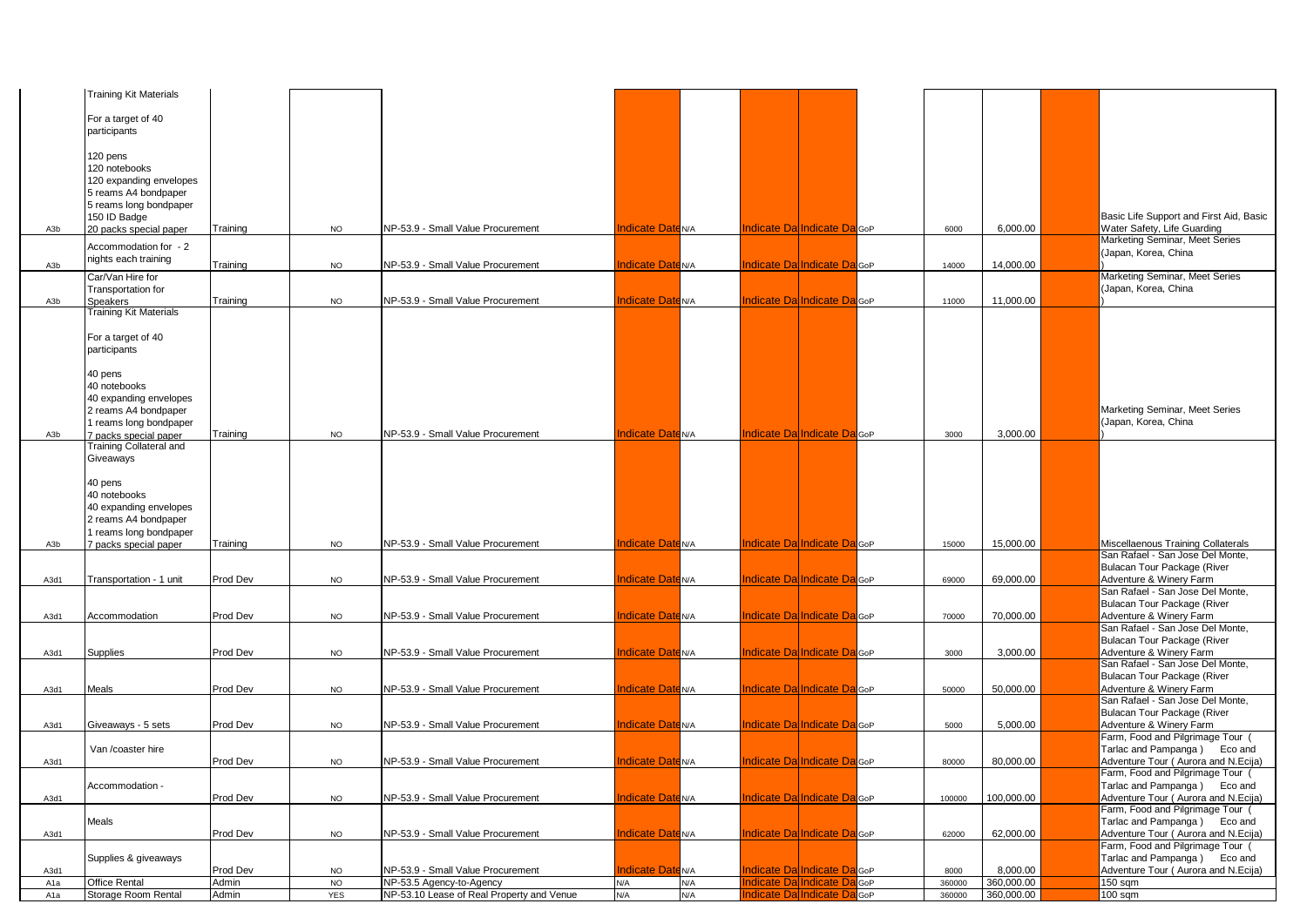| | | | | | | | | | | | | | |
|---|---|---|---|---|---|---|---|---|---|---|---|---|---|
| A3b | Training Kit Materials<br><br>For a target of 40 participants<br><br>120 pens<br>120 notebooks<br>120 expanding envelopes<br>5 reams A4 bondpaper<br>5 reams long bondpaper<br>150 ID Badge<br>20 packs special paper | Training | NO | NP-53.9 - Small Value Procurement | Indicate Date | N/A | Indicate Da | Indicate Da | GoP | 6000 | 6,000.00 | | Basic Life Support and First Aid, Basic Water Safety, Life Guarding |
| A3b | Accommodation for - 2 nights each training | Training | NO | NP-53.9 - Small Value Procurement | Indicate Date | N/A | Indicate Da | Indicate Da | GoP | 14000 | 14,000.00 | | Marketing Seminar, Meet Series (Japan, Korea, China ) |
| A3b | Car/Van Hire for Transportation for Speakers | Training | NO | NP-53.9 - Small Value Procurement | Indicate Date | N/A | Indicate Da | Indicate Da | GoP | 11000 | 11,000.00 | | Marketing Seminar, Meet Series (Japan, Korea, China ) |
| A3b | Training Kit Materials<br><br>For a target of 40 participants<br><br>40 pens<br>40 notebooks<br>40 expanding envelopes<br>2 reams A4 bondpaper<br>1 reams long bondpaper<br>7 packs special paper | Training | NO | NP-53.9 - Small Value Procurement | Indicate Date | N/A | Indicate Da | Indicate Da | GoP | 3000 | 3,000.00 | | Marketing Seminar, Meet Series (Japan, Korea, China ) |
| A3b | Training Collateral and Giveaways<br><br>40 pens<br>40 notebooks<br>40 expanding envelopes<br>2 reams A4 bondpaper<br>1 reams long bondpaper<br>7 packs special paper | Training | NO | NP-53.9 - Small Value Procurement | Indicate Date | N/A | Indicate Da | Indicate Da | GoP | 15000 | 15,000.00 | | Miscellaenous Training Collaterals |
| A3d1 | Transportation - 1 unit | Prod Dev | NO | NP-53.9 - Small Value Procurement | Indicate Date | N/A | Indicate Da | Indicate Da | GoP | 69000 | 69,000.00 | | San Rafael - San Jose Del Monte, Bulacan Tour Package (River Adventure & Winery Farm |
| A3d1 | Accommodation | Prod Dev | NO | NP-53.9 - Small Value Procurement | Indicate Date | N/A | Indicate Da | Indicate Da | GoP | 70000 | 70,000.00 | | San Rafael - San Jose Del Monte, Bulacan Tour Package (River Adventure & Winery Farm |
| A3d1 | Supplies | Prod Dev | NO | NP-53.9 - Small Value Procurement | Indicate Date | N/A | Indicate Da | Indicate Da | GoP | 3000 | 3,000.00 | | San Rafael - San Jose Del Monte, Bulacan Tour Package (River Adventure & Winery Farm |
| A3d1 | Meals | Prod Dev | NO | NP-53.9 - Small Value Procurement | Indicate Date | N/A | Indicate Da | Indicate Da | GoP | 50000 | 50,000.00 | | San Rafael - San Jose Del Monte, Bulacan Tour Package (River Adventure & Winery Farm |
| A3d1 | Giveaways - 5 sets | Prod Dev | NO | NP-53.9 - Small Value Procurement | Indicate Date | N/A | Indicate Da | Indicate Da | GoP | 5000 | 5,000.00 | | San Rafael - San Jose Del Monte, Bulacan Tour Package (River Adventure & Winery Farm |
| A3d1 | Van /coaster hire | Prod Dev | NO | NP-53.9 - Small Value Procurement | Indicate Date | N/A | Indicate Da | Indicate Da | GoP | 80000 | 80,000.00 | | Farm, Food and Pilgrimage Tour ( Tarlac and Pampanga ) Eco and Adventure Tour ( Aurora and N.Ecija) |
| A3d1 | Accommodation - | Prod Dev | NO | NP-53.9 - Small Value Procurement | Indicate Date | N/A | Indicate Da | Indicate Da | GoP | 100000 | 100,000.00 | | Farm, Food and Pilgrimage Tour ( Tarlac and Pampanga ) Eco and Adventure Tour ( Aurora and N.Ecija) |
| A3d1 | Meals | Prod Dev | NO | NP-53.9 - Small Value Procurement | Indicate Date | N/A | Indicate Da | Indicate Da | GoP | 62000 | 62,000.00 | | Farm, Food and Pilgrimage Tour ( Tarlac and Pampanga ) Eco and Adventure Tour ( Aurora and N.Ecija) |
| A3d1 | Supplies & giveaways | Prod Dev | NO | NP-53.9 - Small Value Procurement | Indicate Date | N/A | Indicate Da | Indicate Da | GoP | 8000 | 8,000.00 | | Farm, Food and Pilgrimage Tour ( Tarlac and Pampanga ) Eco and Adventure Tour ( Aurora and N.Ecija) |
| A1a | Office Rental | Admin | NO | NP-53.5 Agency-to-Agency | N/A | N/A | Indicate Da | Indicate Da | GoP | 360000 | 360,000.00 | | 150 sqm |
| A1a | Storage Room Rental | Admin | YES | NP-53.10 Lease of Real Property and Venue | N/A | N/A | Indicate Da | Indicate Da | GoP | 360000 | 360,000.00 | | 100 sqm |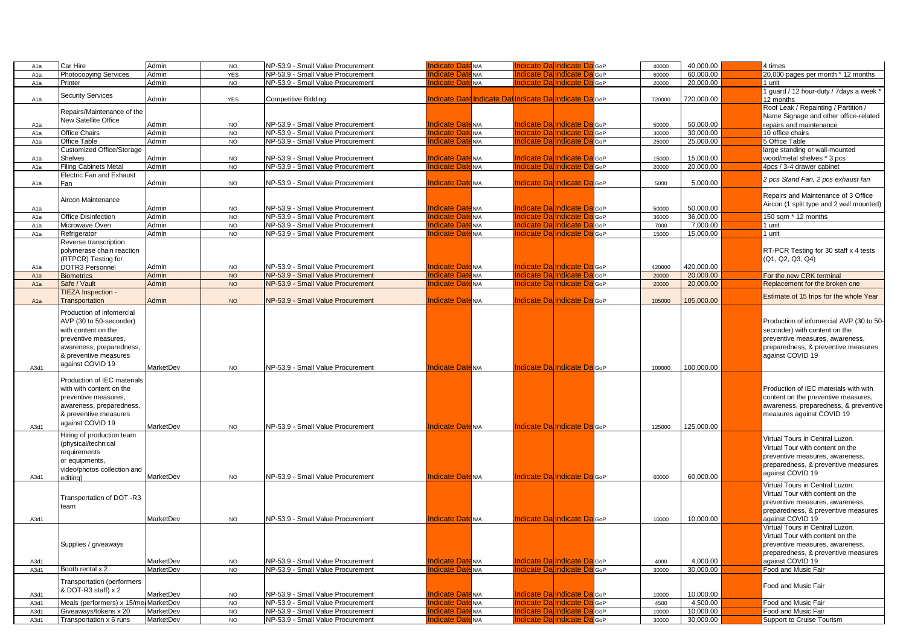| A1a | Car Hire | Admin | NO | NP-53.9 - Small Value Procurement | Indicate Date | N/A | Indicate Da | Indicate Da | GoP | 40000 | 40,000.00 | | 4 times |
|---|---|---|---|---|---|---|---|---|---|---|---|---|---|
| A1a | Photocopying Services | Admin | YES | NP-53.9 - Small Value Procurement | Indicate Date | N/A | Indicate Da | Indicate Da | GoP | 60000 | 60,000.00 | | 20,000 pages per month * 12 months |
| A1a | Printer | Admin | NO | NP-53.9 - Small Value Procurement | Indicate Date | N/A | Indicate Da | Indicate Da | GoP | 20000 | 20,000.00 | | 1 unit |
| A1a | Security Services | Admin | YES | Competitive Bidding | Indicate Date | Indicate Dat | Indicate Da | Indicate Da | GoP | 720000 | 720,000.00 | | 1 guard / 12 hour-duty / 7days a week * 12 months |
| A1a | Repairs/Maintenance of the New Satellite Office | Admin | NO | NP-53.9 - Small Value Procurement | Indicate Date | N/A | Indicate Da | Indicate Da | GoP | 50000 | 50,000.00 | | Roof Leak / Repainting / Partition / Name Signage and other office-related repairs and maintenance |
| A1a | Office Chairs | Admin | NO | NP-53.9 - Small Value Procurement | Indicate Date | N/A | Indicate Da | Indicate Da | GoP | 30000 | 30,000.00 | | 10 office chairs |
| A1a | Office Table | Admin | NO | NP-53.9 - Small Value Procurement | Indicate Date | N/A | Indicate Da | Indicate Da | GoP | 25000 | 25,000.00 | | 5 Office Table |
| A1a | Customized Office/Storage Shelves | Admin | NO | NP-53.9 - Small Value Procurement | Indicate Date | N/A | Indicate Da | Indicate Da | GoP | 15000 | 15,000.00 | | large standing or wall-mounted wood/metal shelves * 3 pcs |
| A1a | Filing Cabinets Metal | Admin | NO | NP-53.9 - Small Value Procurement | Indicate Date | N/A | Indicate Da | Indicate Da | GoP | 20000 | 20,000.00 | | 4pcs / 3-4 drawer cabinet |
| A1a | Electric Fan and Exhaust Fan | Admin | NO | NP-53.9 - Small Value Procurement | Indicate Date | N/A | Indicate Da | Indicate Da | GoP | 5000 | 5,000.00 | | *2 pcs Stand Fan, 2 pcs exhaust fan* |
| A1a | Aircon Maintenance | Admin | NO | NP-53.9 - Small Value Procurement | Indicate Date | N/A | Indicate Da | Indicate Da | GoP | 50000 | 50,000.00 | | Repairs and Maintenance of 3 Office Aircon (1 split type and 2 wall mounted) |
| A1a | Office Disinfection | Admin | NO | NP-53.9 - Small Value Procurement | Indicate Date | N/A | Indicate Da | Indicate Da | GoP | 36000 | 36,000.00 | | 150 sqm * 12 months |
| A1a | Microwave Oven | Admin | NO | NP-53.9 - Small Value Procurement | Indicate Date | N/A | Indicate Da | Indicate Da | GoP | 7000 | 7,000.00 | | 1 unit |
| A1a | Refrigerator | Admin | NO | NP-53.9 - Small Value Procurement | Indicate Date | N/A | Indicate Da | Indicate Da | GoP | 15000 | 15,000.00 | | 1 unit |
| A1a | Reverse transcription polymerase chain reaction (RTPCR) Testing for DOTR3 Personnel | Admin | NO | NP-53.9 - Small Value Procurement | Indicate Date | N/A | Indicate Da | Indicate Da | GoP | 420000 | 420,000.00 | | RT-PCR Testing for 30 staff x 4 tests (Q1, Q2, Q3, Q4) |
| A1a | Biometrics | Admin | NO | NP-53.9 - Small Value Procurement | Indicate Date | N/A | Indicate Da | Indicate Da | GoP | 20000 | 20,000.00 | | For the new CRK terminal |
| A1a | Safe / Vault | Admin | NO | NP-53.9 - Small Value Procurement | Indicate Date | N/A | Indicate Da | Indicate Da | GoP | 20000 | 20,000.00 | | Replacement for the broken one |
| A1a | TIEZA Inspection - Transportation | Admin | NO | NP-53.9 - Small Value Procurement | Indicate Date | N/A | Indicate Da | Indicate Da | GoP | 105000 | 105,000.00 | | Estimate of 15 trips for the whole Year |
| A3d1 | Production of infomercial AVP (30 to 50-seconder) with content on the preventive measures, awareness, preparedness, & preventive measures against COVID 19 | MarketDev | NO | NP-53.9 - Small Value Procurement | Indicate Date | N/A | Indicate Da | Indicate Da | GoP | 100000 | 100,000.00 | | Production of infomercial AVP (30 to 50-seconder) with content on the preventive measures, awareness, preparedness, & preventive measures against COVID 19 |
| A3d1 | Production of IEC materials with with content on the preventive measures, awareness, preparedness, & preventive measures against COVID 19 | MarketDev | NO | NP-53.9 - Small Value Procurement | Indicate Date | N/A | Indicate Da | Indicate Da | GoP | 125000 | 125,000.00 | | Production of IEC materials with with content on the preventive measures, awareness, preparedness, & preventive measures against COVID 19 |
| A3d1 | Hiring of production team (physical/technical requirements or equipments, video/photos collection and editing) | MarketDev | NO | NP-53.9 - Small Value Procurement | Indicate Date | N/A | Indicate Da | Indicate Da | GoP | 60000 | 60,000.00 | | Virtual Tours in Central Luzon. Virtual Tour with content on the preventive measures, awareness, preparedness, & preventive measures against COVID 19 |
| A3d1 | Transportation of DOT -R3 team | MarketDev | NO | NP-53.9 - Small Value Procurement | Indicate Date | N/A | Indicate Da | Indicate Da | GoP | 10000 | 10,000.00 | | Virtual Tours in Central Luzon. Virtual Tour with content on the preventive measures, awareness, preparedness, & preventive measures against COVID 19 |
| A3d1 | Supplies / giveaways | MarketDev | NO | NP-53.9 - Small Value Procurement | Indicate Date | N/A | Indicate Da | Indicate Da | GoP | 4000 | 4,000.00 | | Virtual Tours in Central Luzon. Virtual Tour with content on the preventive measures, awareness, preparedness, & preventive measures against COVID 19 |
| A3d1 | Booth rental x 2 | MarketDev | NO | NP-53.9 - Small Value Procurement | Indicate Date | N/A | Indicate Da | Indicate Da | GoP | 30000 | 30,000.00 | | Food and Music Fair |
| A3d1 | Transportation (performers & DOT-R3 staff) x 2 | MarketDev | NO | NP-53.9 - Small Value Procurement | Indicate Date | N/A | Indicate Da | Indicate Da | GoP | 10000 | 10,000.00 | | Food and Music Fair |
| A3d1 | Meals (performers) x 15/mea | MarketDev | NO | NP-53.9 - Small Value Procurement | Indicate Date | N/A | Indicate Da | Indicate Da | GoP | 4500 | 4,500.00 | | Food and Music Fair |
| A3d1 | Giveaways/tokens x 20 | MarketDev | NO | NP-53.9 - Small Value Procurement | Indicate Date | N/A | Indicate Da | Indicate Da | GoP | 10000 | 10,000.00 | | Food and Music Fair |
| A3d1 | Transportation x 6 runs | MarketDev | NO | NP-53.9 - Small Value Procurement | Indicate Date | N/A | Indicate Da | Indicate Da | GoP | 30000 | 30,000.00 | | Support to Cruise Tourism |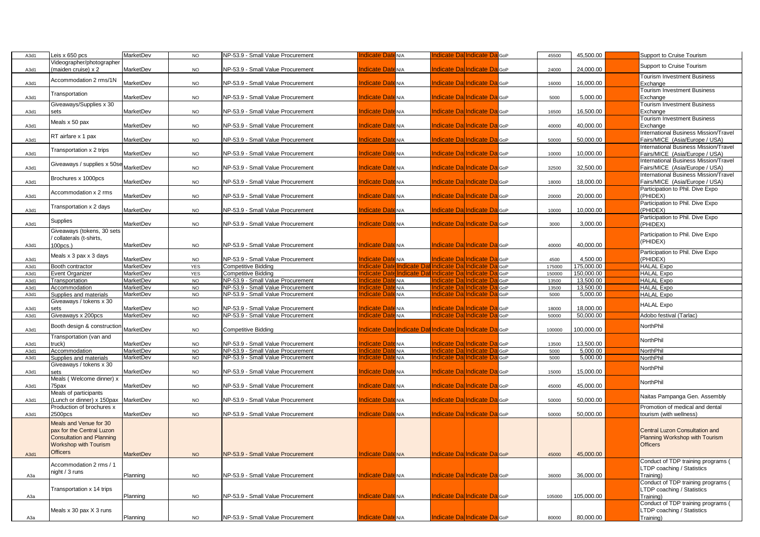| | | | | | | | | | | | | | | |
|---|---|---|---|---|---|---|---|---|---|---|---|---|---|---|
| A3d1 | Leis x 650 pcs | MarketDev | NO | NP-53.9 - Small Value Procurement | Indicate Date | N/A | | Indicate Da | Indicate Da | GoP | 45500 | 45,500.00 | | Support to Cruise Tourism |
| A3d1 | Videographer/photographer (maiden cruise) x 2 | MarketDev | NO | NP-53.9 - Small Value Procurement | Indicate Date | N/A | | Indicate Da | Indicate Da | GoP | 24000 | 24,000.00 | | Support to Cruise Tourism |
| A3d1 | Accommodation 2 rms/1N | MarketDev | NO | NP-53.9 - Small Value Procurement | Indicate Date | N/A | | Indicate Da | Indicate Da | GoP | 16000 | 16,000.00 | | Tourism Investment Business Exchange |
| A3d1 | Transportation | MarketDev | NO | NP-53.9 - Small Value Procurement | Indicate Date | N/A | | Indicate Da | Indicate Da | GoP | 5000 | 5,000.00 | | Tourism Investment Business Exchange |
| A3d1 | Giveaways/Supplies x 30 sets | MarketDev | NO | NP-53.9 - Small Value Procurement | Indicate Date | N/A | | Indicate Da | Indicate Da | GoP | 16500 | 16,500.00 | | Tourism Investment Business Exchange |
| A3d1 | Meals x 50 pax | MarketDev | NO | NP-53.9 - Small Value Procurement | Indicate Date | N/A | | Indicate Da | Indicate Da | GoP | 40000 | 40,000.00 | | Tourism Investment Business Exchange |
| A3d1 | RT airfare x 1 pax | MarketDev | NO | NP-53.9 - Small Value Procurement | Indicate Date | N/A | | Indicate Da | Indicate Da | GoP | 50000 | 50,000.00 | | International Business Mission/Travel Fairs/MICE (Asia/Europe / USA) |
| A3d1 | Transportation x 2 trips | MarketDev | NO | NP-53.9 - Small Value Procurement | Indicate Date | N/A | | Indicate Da | Indicate Da | GoP | 10000 | 10,000.00 | | International Business Mission/Travel Fairs/MICE (Asia/Europe / USA) |
| A3d1 | Giveaways / supplies x 50se | MarketDev | NO | NP-53.9 - Small Value Procurement | Indicate Date | N/A | | Indicate Da | Indicate Da | GoP | 32500 | 32,500.00 | | International Business Mission/Travel Fairs/MICE (Asia/Europe / USA) |
| A3d1 | Brochures x 1000pcs | MarketDev | NO | NP-53.9 - Small Value Procurement | Indicate Date | N/A | | Indicate Da | Indicate Da | GoP | 18000 | 18,000.00 | | International Business Mission/Travel Fairs/MICE (Asia/Europe / USA) |
| A3d1 | Accommodation x 2 rms | MarketDev | NO | NP-53.9 - Small Value Procurement | Indicate Date | N/A | | Indicate Da | Indicate Da | GoP | 20000 | 20,000.00 | | Participation to Phil. Dive Expo (PHIDEX) |
| A3d1 | Transportation x 2 days | MarketDev | NO | NP-53.9 - Small Value Procurement | Indicate Date | N/A | | Indicate Da | Indicate Da | GoP | 10000 | 10,000.00 | | Participation to Phil. Dive Expo (PHIDEX) |
| A3d1 | Supplies | MarketDev | NO | NP-53.9 - Small Value Procurement | Indicate Date | N/A | | Indicate Da | Indicate Da | GoP | 3000 | 3,000.00 | | Participation to Phil. Dive Expo (PHIDEX) |
| A3d1 | Giveaways (tokens, 30 sets / collaterals (t-shirts, 100pcs.) | MarketDev | NO | NP-53.9 - Small Value Procurement | Indicate Date | N/A | | Indicate Da | Indicate Da | GoP | 40000 | 40,000.00 | | Participation to Phil. Dive Expo (PHIDEX) |
| A3d1 | Meals x 3 pax x 3 days | MarketDev | NO | NP-53.9 - Small Value Procurement | Indicate Date | N/A | | Indicate Da | Indicate Da | GoP | 4500 | 4,500.00 | | Participation to Phil. Dive Expo (PHIDEX) |
| A3d1 | Booth contractor | MarketDev | YES | Competitive Bidding | Indicate Date | Indicate Da | Indicate Dat | Indicate Da | Indicate Da | GoP | 175000 | 175,000.00 | | HALAL Expo |
| A3d1 | Event Organizer | MarketDev | YES | Competitive Bidding | Indicate Date | Indicate Da | Indicate Dat | Indicate Da | Indicate Da | GoP | 150000 | 150,000.00 | | HALAL Expo |
| A3d1 | Transportation | MarketDev | NO | NP-53.9 - Small Value Procurement | Indicate Date | N/A | | Indicate Da | Indicate Da | GoP | 13500 | 13,500.00 | | HALAL Expo |
| A3d1 | Accommodation | MarketDev | NO | NP-53.9 - Small Value Procurement | Indicate Date | N/A | | Indicate Da | Indicate Da | GoP | 13500 | 13,500.00 | | HALAL Expo |
| A3d1 | Supplies and materials | MarketDev | NO | NP-53.9 - Small Value Procurement | Indicate Date | N/A | | Indicate Da | Indicate Da | GoP | 5000 | 5,000.00 | | HALAL Expo |
| A3d1 | Giveaways / tokens x 30 sets | MarketDev | NO | NP-53.9 - Small Value Procurement | Indicate Date | N/A | | Indicate Da | Indicate Da | GoP | 18000 | 18,000.00 | | HALAL Expo |
| A3d1 | Giveaways x 200pcs | MarketDev | NO | NP-53.9 - Small Value Procurement | Indicate Date | N/A | | Indicate Da | Indicate Da | GoP | 50000 | 50,000.00 | | Adobo festival (Tarlac) |
| A3d1 | Booth design & construction | MarketDev | NO | Competitive Bidding | Indicate Date | Indicate Da | Indicate Dat | Indicate Da | Indicate Da | GoP | 100000 | 100,000.00 | | NorthPhil |
| A3d1 | Transportation (van and truck) | MarketDev | NO | NP-53.9 - Small Value Procurement | Indicate Date | N/A | | Indicate Da | Indicate Da | GoP | 13500 | 13,500.00 | | NorthPhil |
| A3d1 | Accommodation | MarketDev | NO | NP-53.9 - Small Value Procurement | Indicate Date | N/A | | Indicate Da | Indicate Da | GoP | 5000 | 5,000.00 | | NorthPhil |
| A3d1 | Supplies and materials | MarketDev | NO | NP-53.9 - Small Value Procurement | Indicate Date | N/A | | Indicate Da | Indicate Da | GoP | 5000 | 5,000.00 | | NorthPhil |
| A3d1 | Giveaways / tokens x 30 sets | MarketDev | NO | NP-53.9 - Small Value Procurement | Indicate Date | N/A | | Indicate Da | Indicate Da | GoP | 15000 | 15,000.00 | | NorthPhil |
| A3d1 | Meals ( Welcome dinner) x 75pax | MarketDev | NO | NP-53.9 - Small Value Procurement | Indicate Date | N/A | | Indicate Da | Indicate Da | GoP | 45000 | 45,000.00 | | NorthPhil |
| A3d1 | Meals of participants (Lunch or dinner) x 150pax | MarketDev | NO | NP-53.9 - Small Value Procurement | Indicate Date | N/A | | Indicate Da | Indicate Da | GoP | 50000 | 50,000.00 | | Naitas Pampanga Gen. Assembly |
| A3d1 | Production of brochures x 2500pcs | MarketDev | NO | NP-53.9 - Small Value Procurement | Indicate Date | N/A | | Indicate Da | Indicate Da | GoP | 50000 | 50,000.00 | | Promotion of medical and dental tourism (with wellness) |
| A3d1 | Meals and Venue for 30 pax for the Central Luzon Consultation and Planning Workshop with Tourism Officers | MarketDev | NO | NP-53.9 - Small Value Procurement | Indicate Date | N/A | | Indicate Da | Indicate Da | GoP | 45000 | 45,000.00 | | Central Luzon Consultation and Planning Workshop with Tourism Officers |
| A3a | Accommodation 2 rms / 1 night / 3 runs | Planning | NO | NP-53.9 - Small Value Procurement | Indicate Date | N/A | | Indicate Da | Indicate Da | GoP | 36000 | 36,000.00 | | Conduct of TDP training programs ( LTDP coaching / Statistics Training) |
| A3a | Transportation x 14 trips | Planning | NO | NP-53.9 - Small Value Procurement | Indicate Date | N/A | | Indicate Da | Indicate Da | GoP | 105000 | 105,000.00 | | Conduct of TDP training programs ( LTDP coaching / Statistics Training) |
| A3a | Meals x 30 pax X 3 runs | Planning | NO | NP-53.9 - Small Value Procurement | Indicate Date | N/A | | Indicate Da | Indicate Da | GoP | 80000 | 80,000.00 | | Conduct of TDP training programs ( LTDP coaching / Statistics Training) |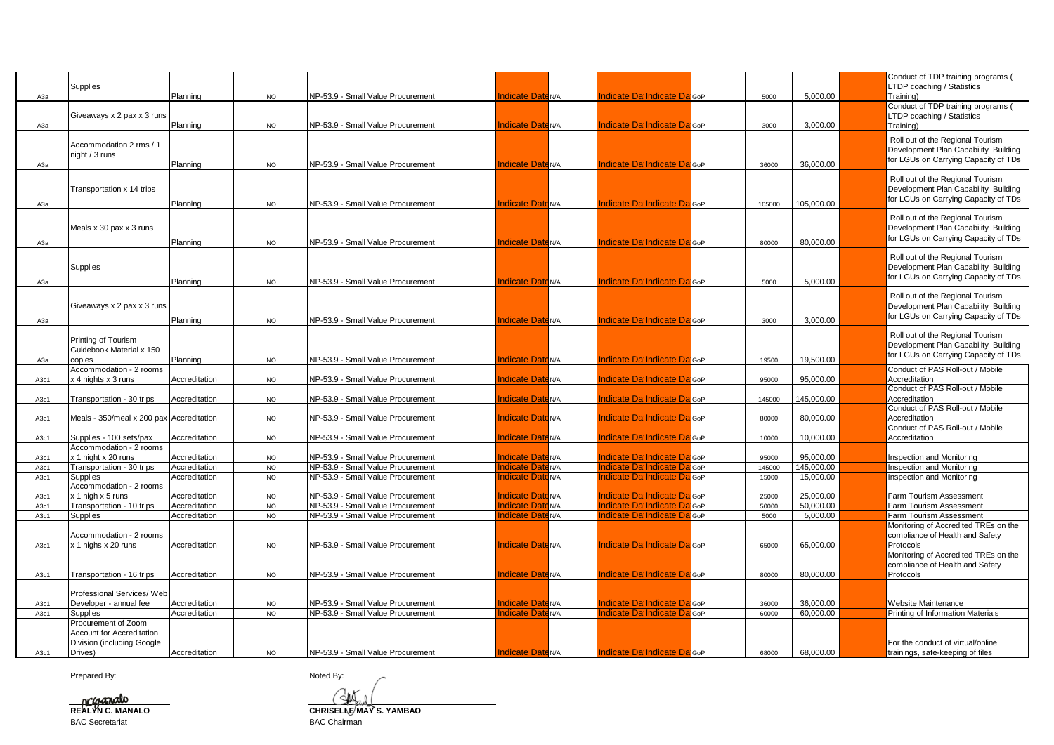| | | | | | | | | | | | | | | |
|---|---|---|---|---|---|---|---|---|---|---|---|---|---|---|
| A3a | Supplies | Planning | NO | NP-53.9 - Small Value Procurement | Indicate Date | N/A | Indicate Da | Indicate Da | GoP | 5000 | 5,000.00 | | Conduct of TDP training programs ( LTDP coaching / Statistics Training) |
| A3a | Giveaways x 2 pax x 3 runs | Planning | NO | NP-53.9 - Small Value Procurement | Indicate Date | N/A | Indicate Da | Indicate Da | GoP | 3000 | 3,000.00 | | Conduct of TDP training programs ( LTDP coaching / Statistics Training) |
| A3a | Accommodation 2 rms / 1 night / 3 runs | Planning | NO | NP-53.9 - Small Value Procurement | Indicate Date | N/A | Indicate Da | Indicate Da | GoP | 36000 | 36,000.00 | | Roll out of the Regional Tourism Development Plan Capability Building for LGUs on Carrying Capacity of TDs |
| A3a | Transportation x 14 trips | Planning | NO | NP-53.9 - Small Value Procurement | Indicate Date | N/A | Indicate Da | Indicate Da | GoP | 105000 | 105,000.00 | | Roll out of the Regional Tourism Development Plan Capability Building for LGUs on Carrying Capacity of TDs |
| A3a | Meals x 30 pax x 3 runs | Planning | NO | NP-53.9 - Small Value Procurement | Indicate Date | N/A | Indicate Da | Indicate Da | GoP | 80000 | 80,000.00 | | Roll out of the Regional Tourism Development Plan Capability Building for LGUs on Carrying Capacity of TDs |
| A3a | Supplies | Planning | NO | NP-53.9 - Small Value Procurement | Indicate Date | N/A | Indicate Da | Indicate Da | GoP | 5000 | 5,000.00 | | Roll out of the Regional Tourism Development Plan Capability Building for LGUs on Carrying Capacity of TDs |
| A3a | Giveaways x 2 pax x 3 runs | Planning | NO | NP-53.9 - Small Value Procurement | Indicate Date | N/A | Indicate Da | Indicate Da | GoP | 3000 | 3,000.00 | | Roll out of the Regional Tourism Development Plan Capability Building for LGUs on Carrying Capacity of TDs |
| A3a | Printing of Tourism Guidebook Material x 150 copies | Planning | NO | NP-53.9 - Small Value Procurement | Indicate Date | N/A | Indicate Da | Indicate Da | GoP | 19500 | 19,500.00 | | Roll out of the Regional Tourism Development Plan Capability Building for LGUs on Carrying Capacity of TDs |
| A3c1 | Accommodation - 2 rooms x 4 nights x 3 runs | Accreditation | NO | NP-53.9 - Small Value Procurement | Indicate Date | N/A | Indicate Da | Indicate Da | GoP | 95000 | 95,000.00 | | Conduct of PAS Roll-out / Mobile Accreditation |
| A3c1 | Transportation - 30 trips | Accreditation | NO | NP-53.9 - Small Value Procurement | Indicate Date | N/A | Indicate Da | Indicate Da | GoP | 145000 | 145,000.00 | | Conduct of PAS Roll-out / Mobile Accreditation |
| A3c1 | Meals - 350/meal x 200 pax | Accreditation | NO | NP-53.9 - Small Value Procurement | Indicate Date | N/A | Indicate Da | Indicate Da | GoP | 80000 | 80,000.00 | | Conduct of PAS Roll-out / Mobile Accreditation |
| A3c1 | Supplies - 100 sets/pax | Accreditation | NO | NP-53.9 - Small Value Procurement | Indicate Date | N/A | Indicate Da | Indicate Da | GoP | 10000 | 10,000.00 | | Conduct of PAS Roll-out / Mobile Accreditation |
| A3c1 | Accommodation - 2 rooms x 1 nigh x 20 runs | Accreditation | NO | NP-53.9 - Small Value Procurement | Indicate Date | N/A | Indicate Da | Indicate Da | GoP | 95000 | 95,000.00 | | Inspection and Monitoring |
| A3c1 | Transportation - 30 trips | Accreditation | NO | NP-53.9 - Small Value Procurement | Indicate Date | N/A | Indicate Da | Indicate Da | GoP | 145000 | 145,000.00 | | Inspection and Monitoring |
| A3c1 | Supplies | Accreditation | NO | NP-53.9 - Small Value Procurement | Indicate Date | N/A | Indicate Da | Indicate Da | GoP | 15000 | 15,000.00 | | Inspection and Monitoring |
| A3c1 | Accommodation - 2 rooms x 1 nigh x 5 runs | Accreditation | NO | NP-53.9 - Small Value Procurement | Indicate Date | N/A | Indicate Da | Indicate Da | GoP | 25000 | 25,000.00 | | Farm Tourism Assessment |
| A3c1 | Transportation - 10 trips | Accreditation | NO | NP-53.9 - Small Value Procurement | Indicate Date | N/A | Indicate Da | Indicate Da | GoP | 50000 | 50,000.00 | | Farm Tourism Assessment |
| A3c1 | Supplies | Accreditation | NO | NP-53.9 - Small Value Procurement | Indicate Date | N/A | Indicate Da | Indicate Da | GoP | 5000 | 5,000.00 | | Farm Tourism Assessment |
| A3c1 | Accommodation - 2 rooms x 1 nighs x 20 runs | Accreditation | NO | NP-53.9 - Small Value Procurement | Indicate Date | N/A | Indicate Da | Indicate Da | GoP | 65000 | 65,000.00 | | Monitoring of Accredited TREs on the compliance of Health and Safety Protocols |
| A3c1 | Transportation - 16 trips | Accreditation | NO | NP-53.9 - Small Value Procurement | Indicate Date | N/A | Indicate Da | Indicate Da | GoP | 80000 | 80,000.00 | | Monitoring of Accredited TREs on the compliance of Health and Safety Protocols |
| A3c1 | Professional Services/ Web Developer - annual fee | Accreditation | NO | NP-53.9 - Small Value Procurement | Indicate Date | N/A | Indicate Da | Indicate Da | GoP | 36000 | 36,000.00 | | Website Maintenance |
| A3c1 | Supplies | Accreditation | NO | NP-53.9 - Small Value Procurement | Indicate Date | N/A | Indicate Da | Indicate Da | GoP | 60000 | 60,000.00 | | Printing of Information Materials |
| A3c1 | Procurement of Zoom Account for Accreditation Division (including Google Drives) | Accreditation | NO | NP-53.9 - Small Value Procurement | Indicate Date | N/A | Indicate Da | Indicate Da | GoP | 68000 | 68,000.00 | | For the conduct of virtual/online trainings, safe-keeping of files |

Prepared By:

**REALYN C. MANALO**
BAC Secretariat

Noted By:

**CHRISELLE MAY S. YAMBAO**
BAC Chairman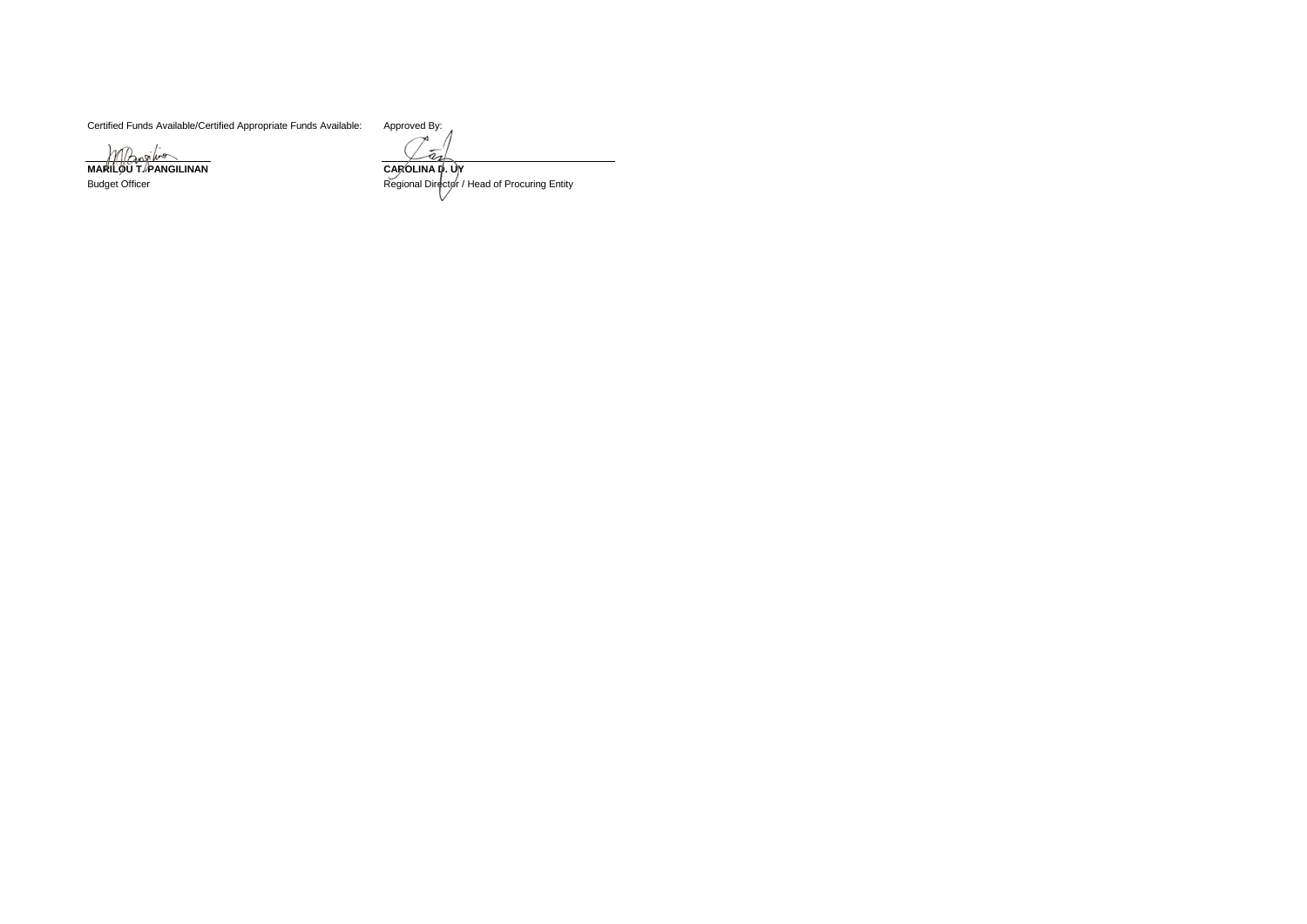| Certified Funds Available/Certified Appropriate Funds Available: | Approved By: |
| --- | --- |
| **MARILOU T. PANGILINAN** | **CAROLINA D. UY** |
| Budget Officer | Regional Director / Head of Procuring Entity |